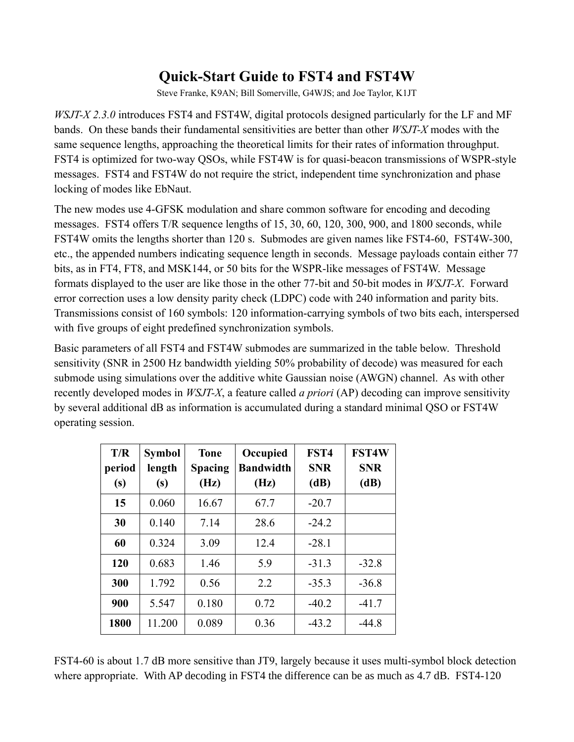# Quick-Start Guide to FST4 and FST4W

Steve Franke, K9AN; Bill Somerville, G4WJS; and Joe Taylor, K1JT

*WSJT-X 2.3.0* introduces FST4 and FST4W, digital protocols designed particularly for the LF and MF bands. On these bands their fundamental sensitivities are better than other *WSJT-X* modes with the same sequence lengths, approaching the theoretical limits for their rates of information throughput. FST4 is optimized for two-way QSOs, while FST4W is for quasi-beacon transmissions of WSPR-style messages. FST4 and FST4W do not require the strict, independent time synchronization and phase locking of modes like EbNaut.

The new modes use 4-GFSK modulation and share common software for encoding and decoding messages. FST4 offers T/R sequence lengths of 15, 30, 60, 120, 300, 900, and 1800 seconds, while FST4W omits the lengths shorter than 120 s. Submodes are given names like FST4-60, FST4W-300, etc., the appended numbers indicating sequence length in seconds. Message payloads contain either 77 bits, as in FT4, FT8, and MSK144, or 50 bits for the WSPR-like messages of FST4W. Message formats displayed to the user are like those in the other 77-bit and 50-bit modes in *WSJT-X*. Forward error correction uses a low density parity check (LDPC) code with 240 information and parity bits. Transmissions consist of 160 symbols: 120 information-carrying symbols of two bits each, interspersed with five groups of eight predefined synchronization symbols.

Basic parameters of all FST4 and FST4W submodes are summarized in the table below. Threshold sensitivity (SNR in 2500 Hz bandwidth yielding 50% probability of decode) was measured for each submode using simulations over the additive white Gaussian noise (AWGN) channel. As with other recently developed modes in *WSJT-X*, a feature called *a priori* (AP) decoding can improve sensitivity by several additional dB as information is accumulated during a standard minimal QSO or FST4W operating session.

| T/R period (s) | Symbol length (s) | Tone Spacing (Hz) | Occupied Bandwidth (Hz) | FST4 SNR (dB) | FST4W SNR (dB) |
|---|---|---|---|---|---|
| **15** | 0.060 | 16.67 | 67.7 | -20.7 | |
| **30** | 0.140 | 7.14 | 28.6 | -24.2 | |
| **60** | 0.324 | 3.09 | 12.4 | -28.1 | |
| **120** | 0.683 | 1.46 | 5.9 | -31.3 | -32.8 |
| **300** | 1.792 | 0.56 | 2.2 | -35.3 | -36.8 |
| **900** | 5.547 | 0.180 | 0.72 | -40.2 | -41.7 |
| **1800** | 11.200 | 0.089 | 0.36 | -43.2 | -44.8 |

FST4-60 is about 1.7 dB more sensitive than JT9, largely because it uses multi-symbol block detection where appropriate. With AP decoding in FST4 the difference can be as much as 4.7 dB. FST4-120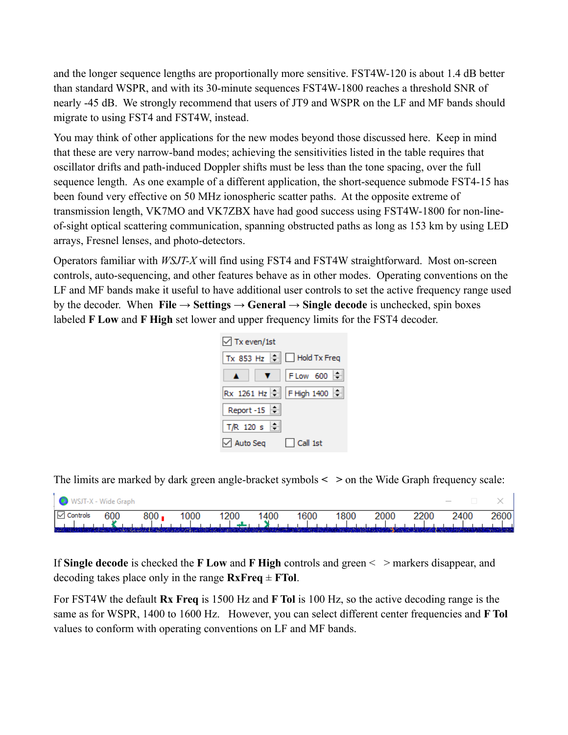and the longer sequence lengths are proportionally more sensitive. FST4W-120 is about 1.4 dB better than standard WSPR, and with its 30-minute sequences FST4W-1800 reaches a threshold SNR of nearly -45 dB. We strongly recommend that users of JT9 and WSPR on the LF and MF bands should migrate to using FST4 and FST4W, instead.

You may think of other applications for the new modes beyond those discussed here. Keep in mind that these are very narrow-band modes; achieving the sensitivities listed in the table requires that oscillator drifts and path-induced Doppler shifts must be less than the tone spacing, over the full sequence length. As one example of a different application, the short-sequence submode FST4-15 has been found very effective on 50 MHz ionospheric scatter paths. At the opposite extreme of transmission length, VK7MO and VK7ZBX have had good success using FST4W-1800 for non-line-of-sight optical scattering communication, spanning obstructed paths as long as 153 km by using LED arrays, Fresnel lenses, and photo-detectors.

Operators familiar with *WSJT-X* will find using FST4 and FST4W straightforward. Most on-screen controls, auto-sequencing, and other features behave as in other modes. Operating conventions on the LF and MF bands make it useful to have additional user controls to set the active frequency range used by the decoder. When **File** → **Settings** → **General** → **Single decode** is unchecked, spin boxes labeled **F Low** and **F High** set lower and upper frequency limits for the FST4 decoder.

The limits are marked by dark green angle-bracket symbols < > on the Wide Graph frequency scale:

If **Single decode** is checked the **F Low** and **F High** controls and green < > markers disappear, and decoding takes place only in the range **RxFreq** ± **FTol**.

For FST4W the default **Rx Freq** is 1500 Hz and **F Tol** is 100 Hz, so the active decoding range is the same as for WSPR, 1400 to 1600 Hz. However, you can select different center frequencies and **F Tol** values to conform with operating conventions on LF and MF bands.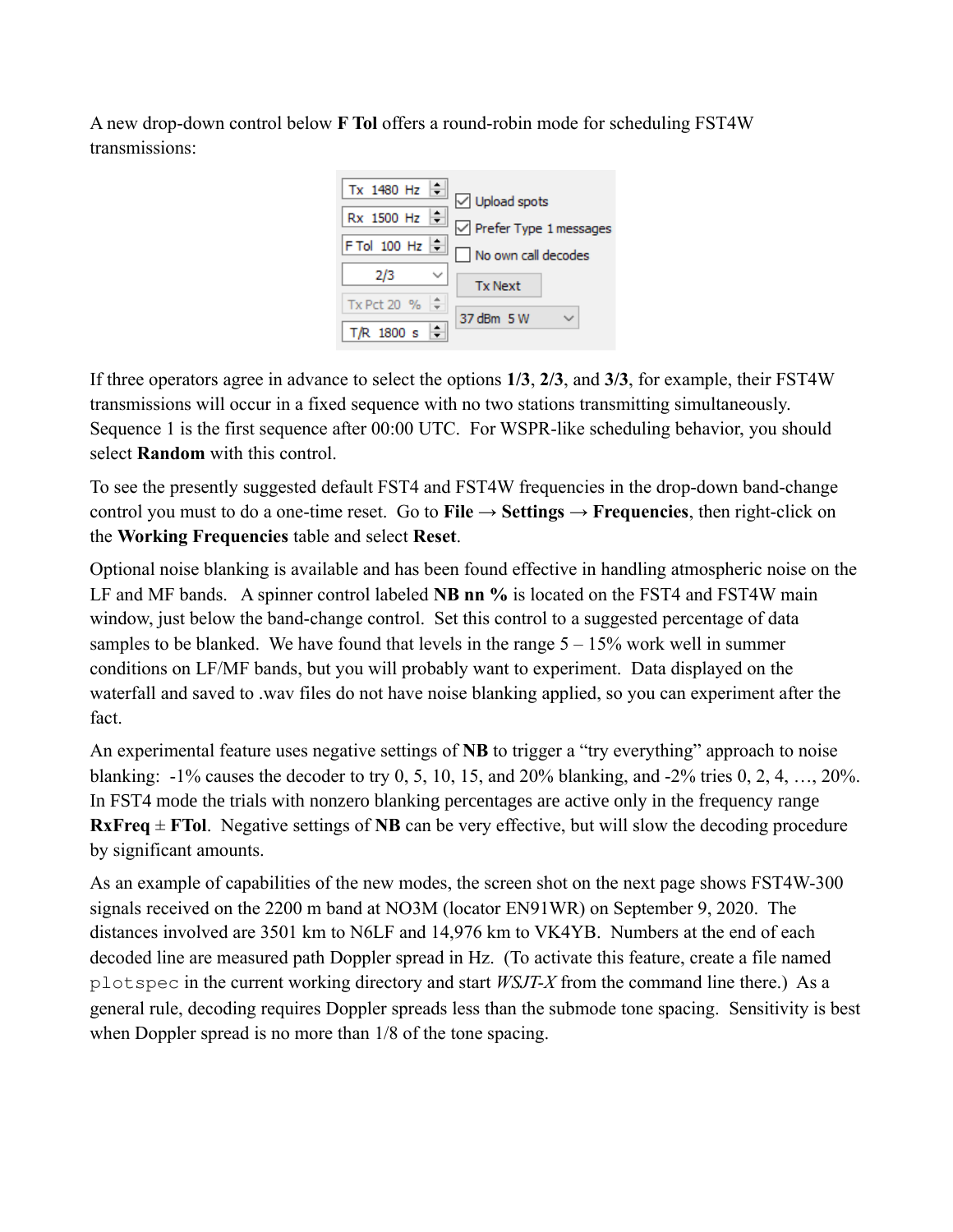A new drop-down control below **F Tol** offers a round-robin mode for scheduling FST4W transmissions:

If three operators agree in advance to select the options **1/3**, **2/3**, and **3/3**, for example, their FST4W transmissions will occur in a fixed sequence with no two stations transmitting simultaneously. Sequence 1 is the first sequence after 00:00 UTC. For WSPR-like scheduling behavior, you should select **Random** with this control.

To see the presently suggested default FST4 and FST4W frequencies in the drop-down band-change control you must to do a one-time reset. Go to **File → Settings → Frequencies**, then right-click on the **Working Frequencies** table and select **Reset**.

Optional noise blanking is available and has been found effective in handling atmospheric noise on the LF and MF bands. A spinner control labeled **NB nn %** is located on the FST4 and FST4W main window, just below the band-change control. Set this control to a suggested percentage of data samples to be blanked. We have found that levels in the range 5 – 15% work well in summer conditions on LF/MF bands, but you will probably want to experiment. Data displayed on the waterfall and saved to .wav files do not have noise blanking applied, so you can experiment after the fact.

An experimental feature uses negative settings of **NB** to trigger a "try everything" approach to noise blanking: -1% causes the decoder to try 0, 5, 10, 15, and 20% blanking, and -2% tries 0, 2, 4, …, 20%. In FST4 mode the trials with nonzero blanking percentages are active only in the frequency range **RxFreq** ± **FTol**. Negative settings of **NB** can be very effective, but will slow the decoding procedure by significant amounts.

As an example of capabilities of the new modes, the screen shot on the next page shows FST4W-300 signals received on the 2200 m band at NO3M (locator EN91WR) on September 9, 2020. The distances involved are 3501 km to N6LF and 14,976 km to VK4YB. Numbers at the end of each decoded line are measured path Doppler spread in Hz. (To activate this feature, create a file named `plotspec` in the current working directory and start *WSJT-X* from the command line there.) As a general rule, decoding requires Doppler spreads less than the submode tone spacing. Sensitivity is best when Doppler spread is no more than 1/8 of the tone spacing.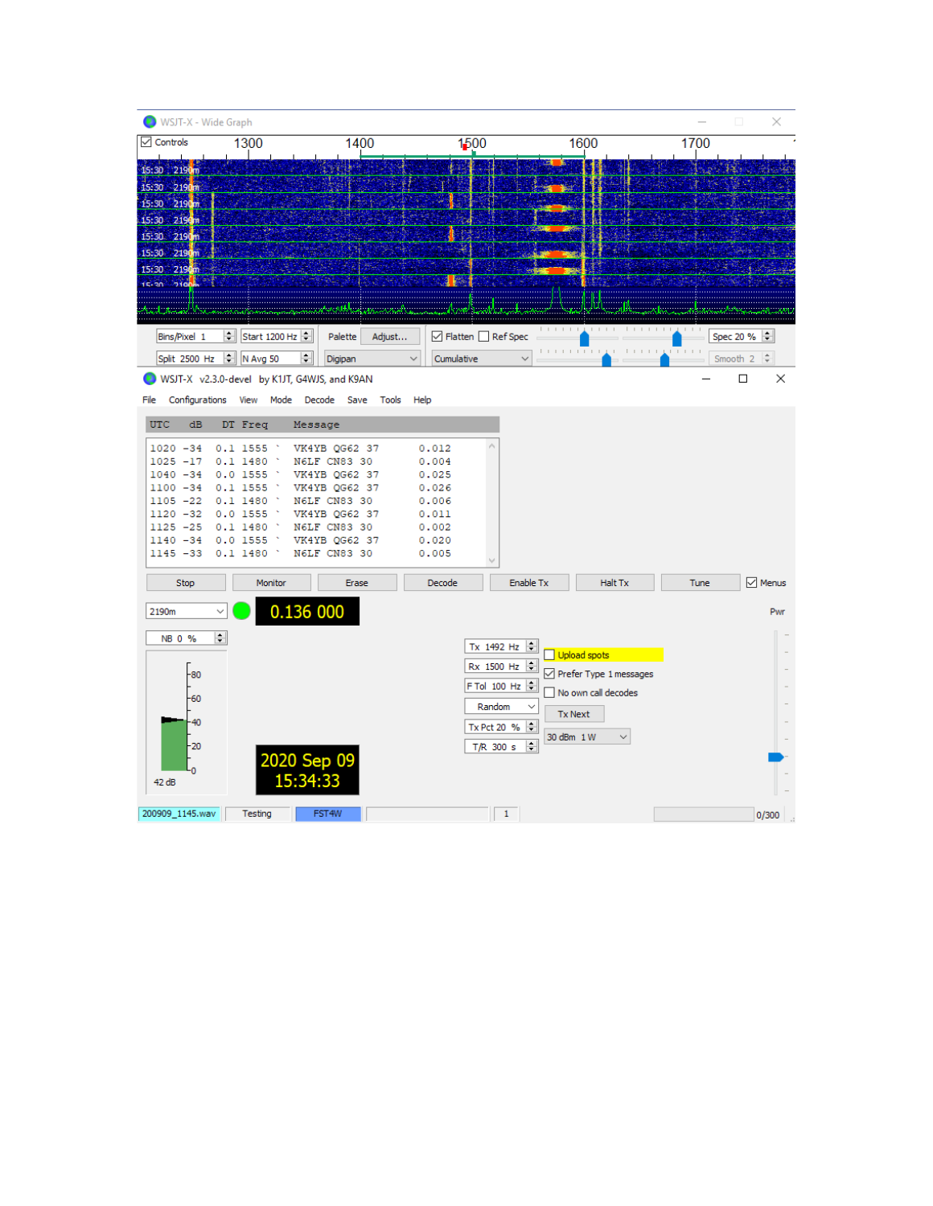WSJT-X - Wide Graph

Controls 1300 1400 1500 1600 1700

15:30 2190m

Bins/Pixel 1 | Start 1200 Hz | Palette | Adjust... | Flatten | Ref Spec | Spec 20 %

Split 2500 Hz | N Avg 50 | Digipan | Cumulative | Smooth 2

WSJT-X v2.3.0-devel by K1JT, G4WJS, and K9AN

File Configurations View Mode Decode Save Tools Help

```
UTC   dB   DT  Freq     Message
1020 -34  0.1 1555 `  VK4YB QG62 37     0.012
1025 -17  0.1 1480 `  N6LF CN83 30      0.004
1040 -34  0.0 1555 `  VK4YB QG62 37     0.025
1100 -34  0.1 1555 `  VK4YB QG62 37     0.026
1105 -22  0.1 1480 `  N6LF CN83 30      0.006
1120 -32  0.0 1555 `  VK4YB QG62 37     0.011
1125 -25  0.1 1480 `  N6LF CN83 30      0.002
1140 -34  0.0 1555 `  VK4YB QG62 37     0.020
1145 -33  0.1 1480 `  N6LF CN83 30      0.005
```

Stop | Monitor | Erase | Decode | Enable Tx | Halt Tx | Tune | Menus

2190m | 0.136 000 | Pwr

NB 0 %

Tx 1492 Hz | Upload spots

Rx 1500 Hz | Prefer Type 1 messages

F Tol 100 Hz | No own call decodes

Random | Tx Next

Tx Pct 20 % | 30 dBm 1 W

T/R 300 s

80 60 40 20 0

42 dB

2020 Sep 09
15:34:33

200909_1145.wav | Testing | FST4W | 1 | 0/300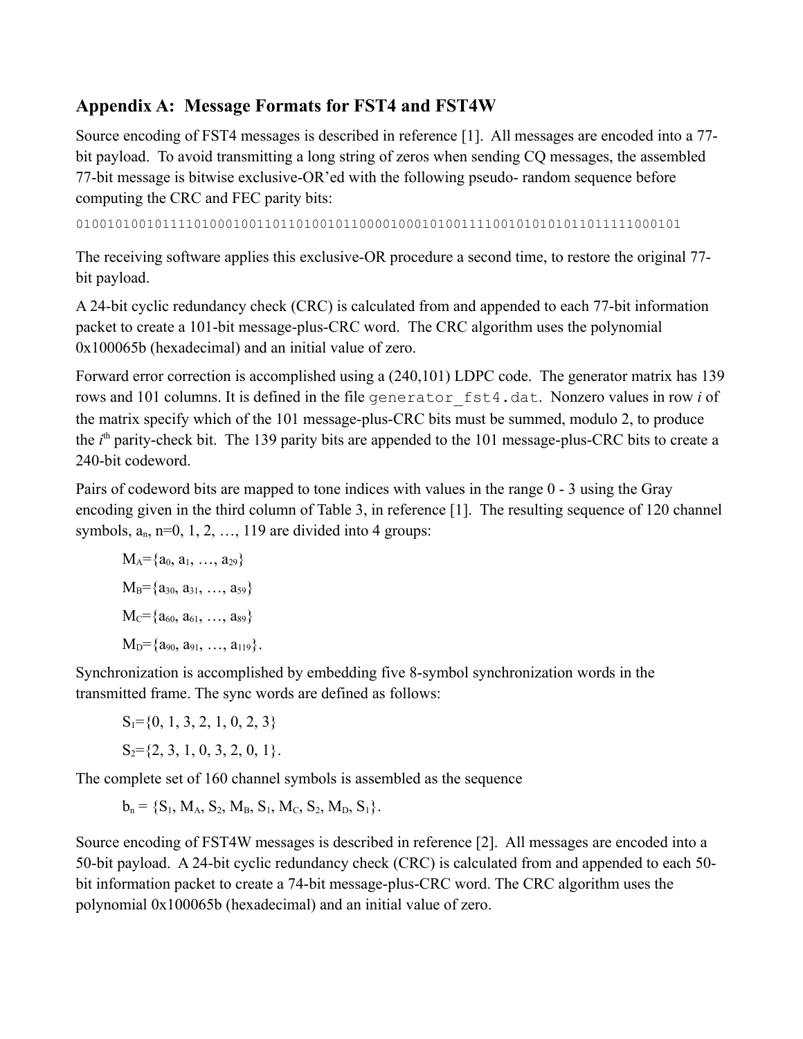## Appendix A: Message Formats for FST4 and FST4W

Source encoding of FST4 messages is described in reference [1]. All messages are encoded into a 77-bit payload. To avoid transmitting a long string of zeros when sending CQ messages, the assembled 77-bit message is bitwise exclusive-OR'ed with the following pseudo- random sequence before computing the CRC and FEC parity bits:

```
01001010010111101000100110110100101100001000101001111001010101011011111000101
```

The receiving software applies this exclusive-OR procedure a second time, to restore the original 77-bit payload.

A 24-bit cyclic redundancy check (CRC) is calculated from and appended to each 77-bit information packet to create a 101-bit message-plus-CRC word. The CRC algorithm uses the polynomial 0x100065b (hexadecimal) and an initial value of zero.

Forward error correction is accomplished using a (240,101) LDPC code. The generator matrix has 139 rows and 101 columns. It is defined in the file `generator_fst4.dat`. Nonzero values in row *i* of the matrix specify which of the 101 message-plus-CRC bits must be summed, modulo 2, to produce the $i^{th}$ parity-check bit. The 139 parity bits are appended to the 101 message-plus-CRC bits to create a 240-bit codeword.

Pairs of codeword bits are mapped to tone indices with values in the range 0 - 3 using the Gray encoding given in the third column of Table 3, in reference [1]. The resulting sequence of 120 channel symbols, $a_n$, n=0, 1, 2, …, 119 are divided into 4 groups:

$M_A=\{a_0, a_1, \ldots, a_{29}\}$

$M_B=\{a_{30}, a_{31}, \ldots, a_{59}\}$

$M_C=\{a_{60}, a_{61}, \ldots, a_{89}\}$

$M_D=\{a_{90}, a_{91}, \ldots, a_{119}\}$.

Synchronization is accomplished by embedding five 8-symbol synchronization words in the transmitted frame. The sync words are defined as follows:

$S_1=\{0, 1, 3, 2, 1, 0, 2, 3\}$

$S_2=\{2, 3, 1, 0, 3, 2, 0, 1\}$.

The complete set of 160 channel symbols is assembled as the sequence

$b_n = \{S_1, M_A, S_2, M_B, S_1, M_C, S_2, M_D, S_1\}$.

Source encoding of FST4W messages is described in reference [2]. All messages are encoded into a 50-bit payload. A 24-bit cyclic redundancy check (CRC) is calculated from and appended to each 50-bit information packet to create a 74-bit message-plus-CRC word. The CRC algorithm uses the polynomial 0x100065b (hexadecimal) and an initial value of zero.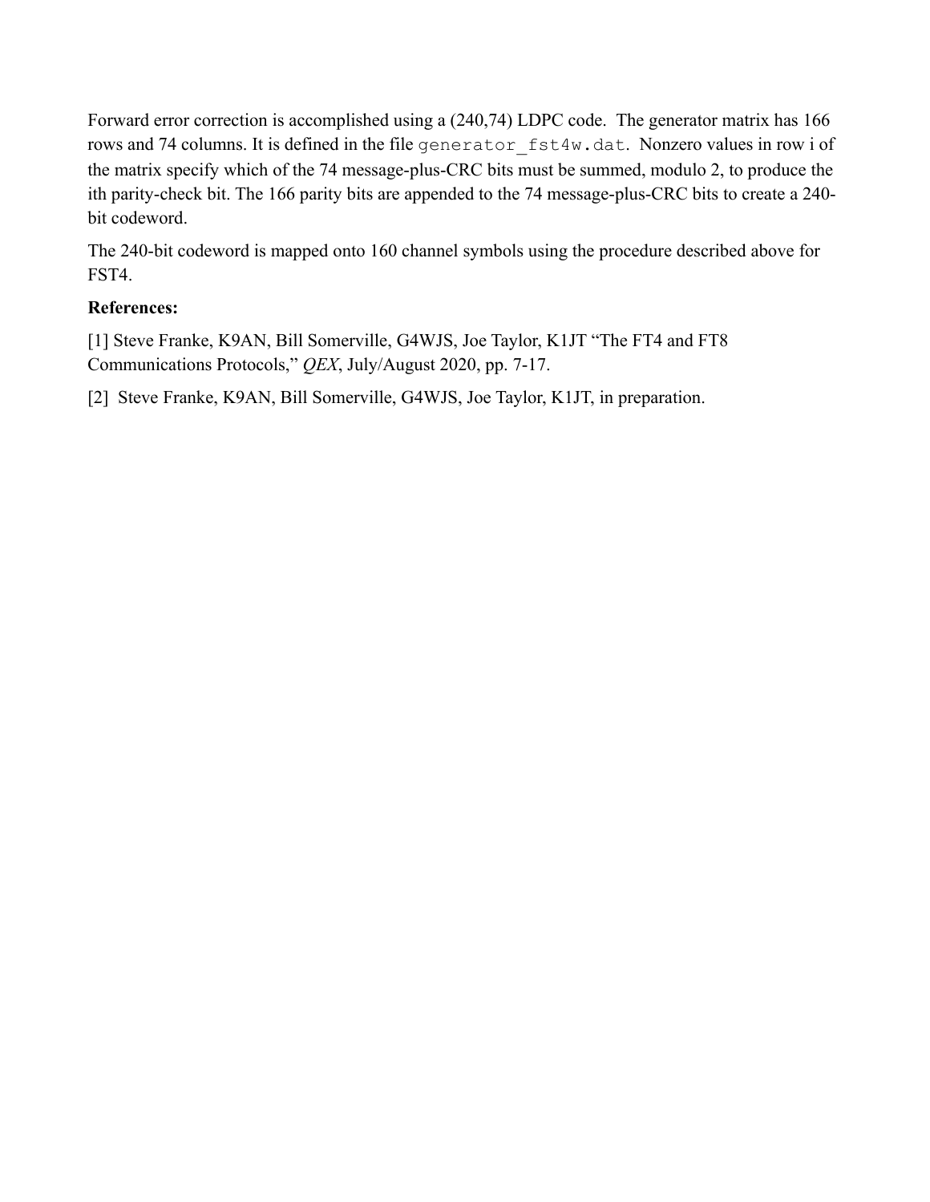Forward error correction is accomplished using a (240,74) LDPC code. The generator matrix has 166 rows and 74 columns. It is defined in the file `generator_fst4w.dat`. Nonzero values in row i of the matrix specify which of the 74 message-plus-CRC bits must be summed, modulo 2, to produce the ith parity-check bit. The 166 parity bits are appended to the 74 message-plus-CRC bits to create a 240-bit codeword.

The 240-bit codeword is mapped onto 160 channel symbols using the procedure described above for FST4.

**References:**

[1] Steve Franke, K9AN, Bill Somerville, G4WJS, Joe Taylor, K1JT "The FT4 and FT8 Communications Protocols," *QEX*, July/August 2020, pp. 7-17.

[2] Steve Franke, K9AN, Bill Somerville, G4WJS, Joe Taylor, K1JT, in preparation.